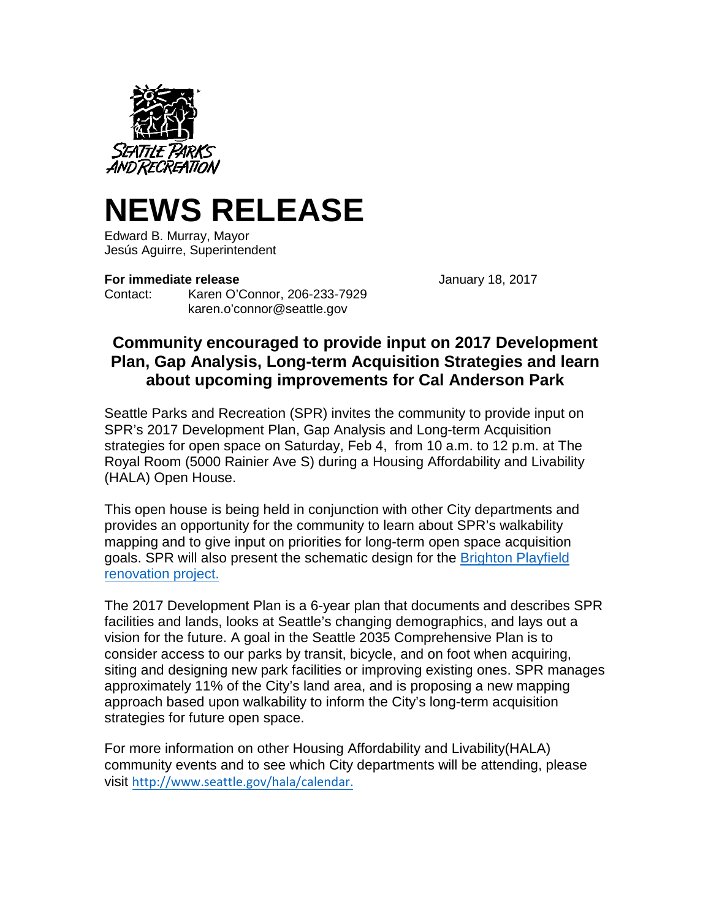SEATTLE PARKS AND RECREATION

# NEWS RELEASE

Edward B. Murray, Mayor
Jesús Aguirre, Superintendent

**For immediate release** January 18, 2017

Contact: Karen O'Connor, 206-233-7929
karen.o'connor@seattle.gov

## Community encouraged to provide input on 2017 Development Plan, Gap Analysis, Long-term Acquisition Strategies and learn about upcoming improvements for Cal Anderson Park

Seattle Parks and Recreation (SPR) invites the community to provide input on SPR's 2017 Development Plan, Gap Analysis and Long-term Acquisition strategies for open space on Saturday, Feb 4, from 10 a.m. to 12 p.m. at The Royal Room (5000 Rainier Ave S) during a Housing Affordability and Livability (HALA) Open House.

This open house is being held in conjunction with other City departments and provides an opportunity for the community to learn about SPR's walkability mapping and to give input on priorities for long-term open space acquisition goals. SPR will also present the schematic design for the Brighton Playfield renovation project.

The 2017 Development Plan is a 6-year plan that documents and describes SPR facilities and lands, looks at Seattle's changing demographics, and lays out a vision for the future. A goal in the Seattle 2035 Comprehensive Plan is to consider access to our parks by transit, bicycle, and on foot when acquiring, siting and designing new park facilities or improving existing ones. SPR manages approximately 11% of the City's land area, and is proposing a new mapping approach based upon walkability to inform the City's long-term acquisition strategies for future open space.

For more information on other Housing Affordability and Livability(HALA) community events and to see which City departments will be attending, please visit http://www.seattle.gov/hala/calendar.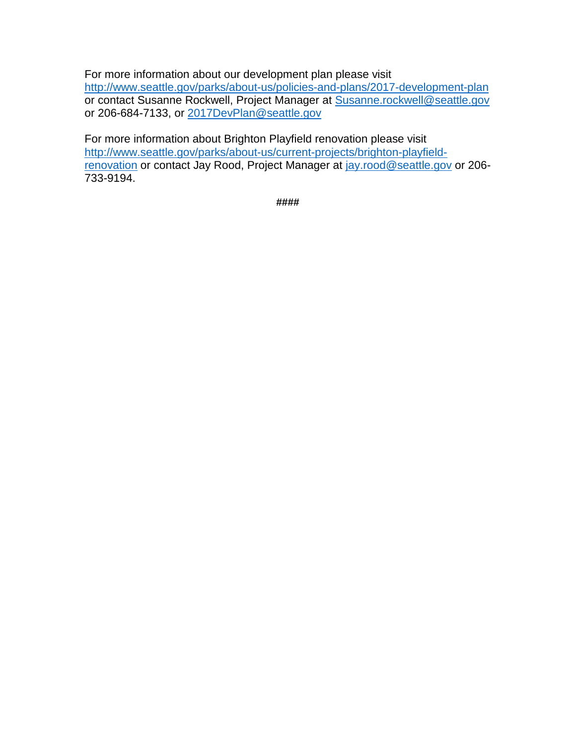For more information about our development plan please visit http://www.seattle.gov/parks/about-us/policies-and-plans/2017-development-plan or contact Susanne Rockwell, Project Manager at Susanne.rockwell@seattle.gov or 206-684-7133, or 2017DevPlan@seattle.gov

For more information about Brighton Playfield renovation please visit http://www.seattle.gov/parks/about-us/current-projects/brighton-playfield-renovation or contact Jay Rood, Project Manager at jay.rood@seattle.gov or 206-733-9194.

####